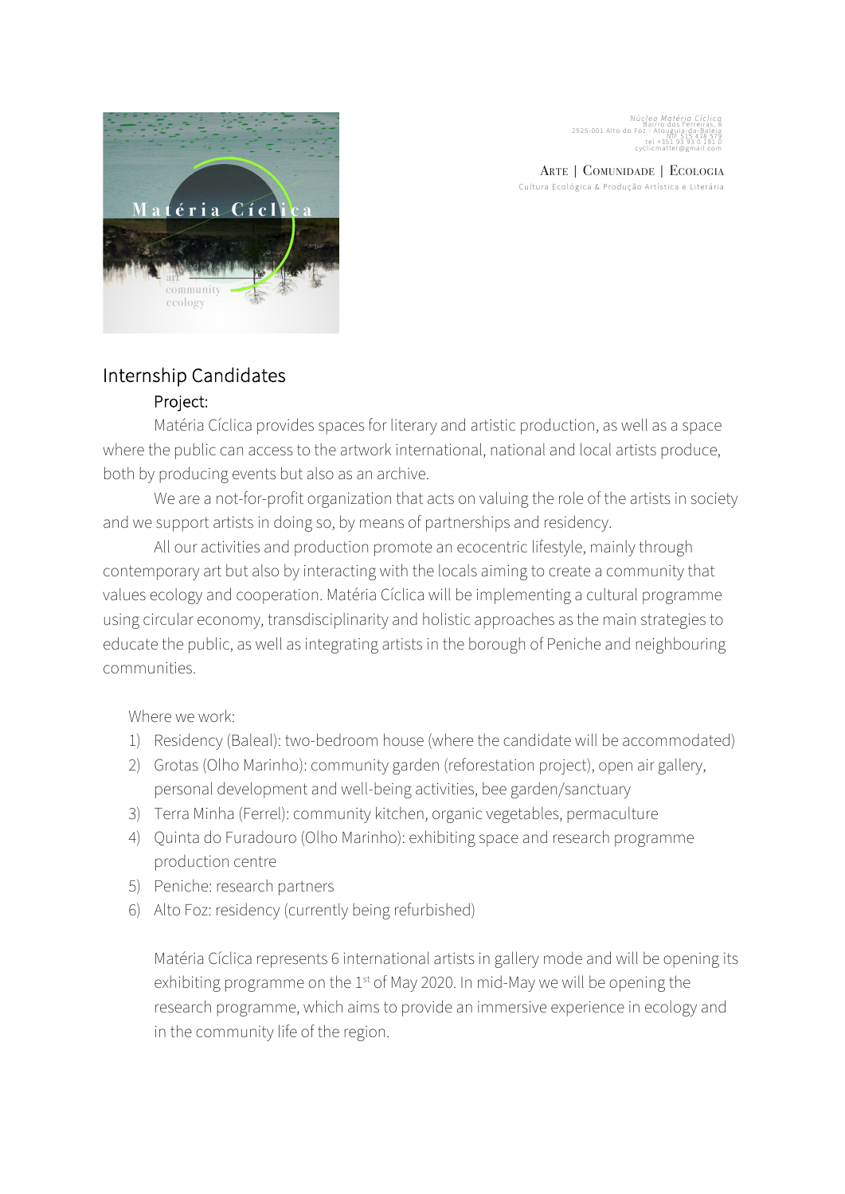*Núcleo Matéria Cíclica*
Bairro dos Ferreiras, 8
2525-001 Alto do Foz - Atouguia-da-Baleia
NIF 515 478 579
tel +351 93 93 0 191 0
cyclicmatter@gmail.com

ARTE | COMUNIDADE | ECOLOGIA
Cultura Ecológica & Produção Artística e Literária

# Internship Candidates

## Project:

Matéria Cíclica provides spaces for literary and artistic production, as well as a space where the public can access to the artwork international, national and local artists produce, both by producing events but also as an archive.

We are a not-for-profit organization that acts on valuing the role of the artists in society and we support artists in doing so, by means of partnerships and residency.

All our activities and production promote an ecocentric lifestyle, mainly through contemporary art but also by interacting with the locals aiming to create a community that values ecology and cooperation. Matéria Cíclica will be implementing a cultural programme using circular economy, transdisciplinarity and holistic approaches as the main strategies to educate the public, as well as integrating artists in the borough of Peniche and neighbouring communities.

Where we work:

1) Residency (Baleal): two-bedroom house (where the candidate will be accommodated)
2) Grotas (Olho Marinho): community garden (reforestation project), open air gallery, personal development and well-being activities, bee garden/sanctuary
3) Terra Minha (Ferrel): community kitchen, organic vegetables, permaculture
4) Quinta do Furadouro (Olho Marinho): exhibiting space and research programme production centre
5) Peniche: research partners
6) Alto Foz: residency (currently being refurbished)

Matéria Cíclica represents 6 international artists in gallery mode and will be opening its exhibiting programme on the 1st of May 2020. In mid-May we will be opening the research programme, which aims to provide an immersive experience in ecology and in the community life of the region.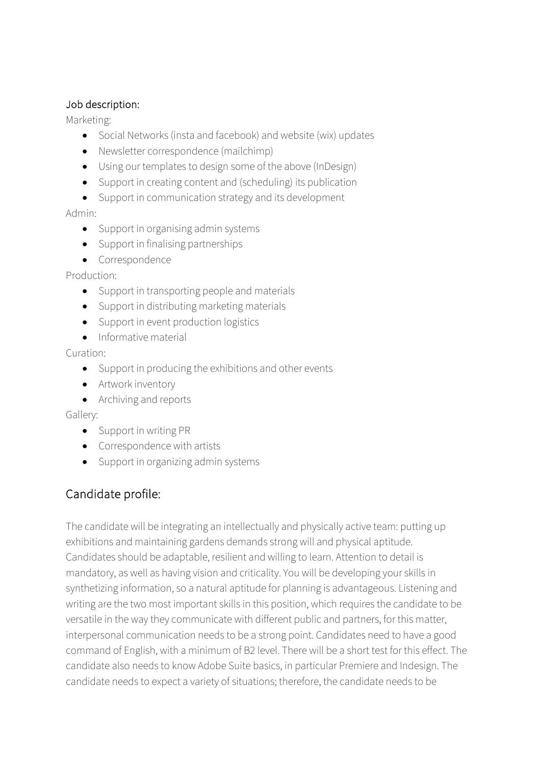Job description:

Marketing:

- Social Networks (insta and facebook) and website (wix) updates
- Newsletter correspondence (mailchimp)
- Using our templates to design some of the above (InDesign)
- Support in creating content and (scheduling) its publication
- Support in communication strategy and its development

Admin:

- Support in organising admin systems
- Support in finalising partnerships
- Correspondence

Production:

- Support in transporting people and materials
- Support in distributing marketing materials
- Support in event production logistics
- Informative material

Curation:

- Support in producing the exhibitions and other events
- Artwork inventory
- Archiving and reports

Gallery:

- Support in writing PR
- Correspondence with artists
- Support in organizing admin systems

## Candidate profile:

The candidate will be integrating an intellectually and physically active team: putting up exhibitions and maintaining gardens demands strong will and physical aptitude. Candidates should be adaptable, resilient and willing to learn. Attention to detail is mandatory, as well as having vision and criticality. You will be developing your skills in synthetizing information, so a natural aptitude for planning is advantageous. Listening and writing are the two most important skills in this position, which requires the candidate to be versatile in the way they communicate with different public and partners, for this matter, interpersonal communication needs to be a strong point. Candidates need to have a good command of English, with a minimum of B2 level. There will be a short test for this effect. The candidate also needs to know Adobe Suite basics, in particular Premiere and Indesign. The candidate needs to expect a variety of situations; therefore, the candidate needs to be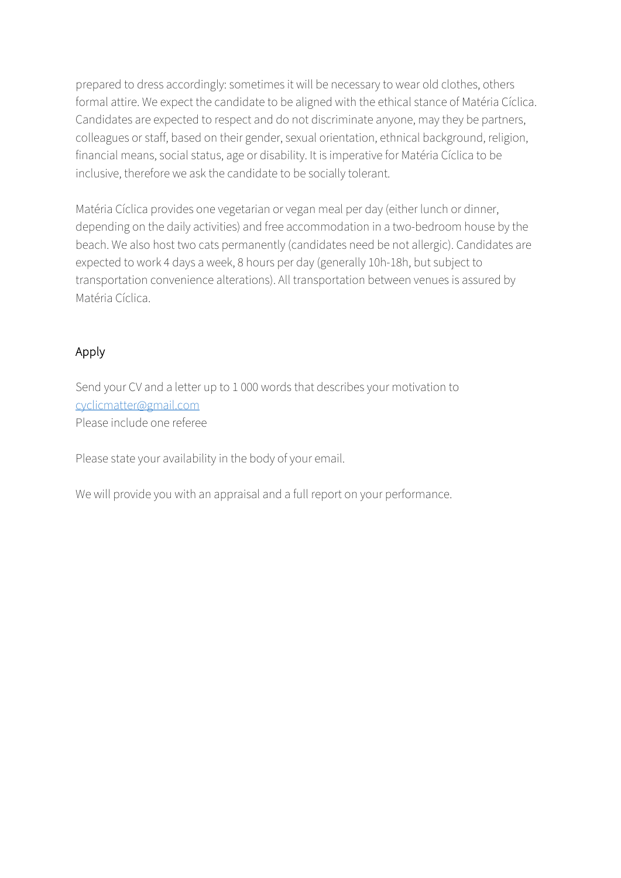prepared to dress accordingly: sometimes it will be necessary to wear old clothes, others formal attire. We expect the candidate to be aligned with the ethical stance of Matéria Cíclica. Candidates are expected to respect and do not discriminate anyone, may they be partners, colleagues or staff, based on their gender, sexual orientation, ethnical background, religion, financial means, social status, age or disability. It is imperative for Matéria Cíclica to be inclusive, therefore we ask the candidate to be socially tolerant.

Matéria Cíclica provides one vegetarian or vegan meal per day (either lunch or dinner, depending on the daily activities) and free accommodation in a two-bedroom house by the beach. We also host two cats permanently (candidates need be not allergic). Candidates are expected to work 4 days a week, 8 hours per day (generally 10h-18h, but subject to transportation convenience alterations). All transportation between venues is assured by Matéria Cíclica.

## Apply

Send your CV and a letter up to 1 000 words that describes your motivation to [cyclicmatter@gmail.com](mailto:cyclicmatter@gmail.com)
Please include one referee

Please state your availability in the body of your email.

We will provide you with an appraisal and a full report on your performance.